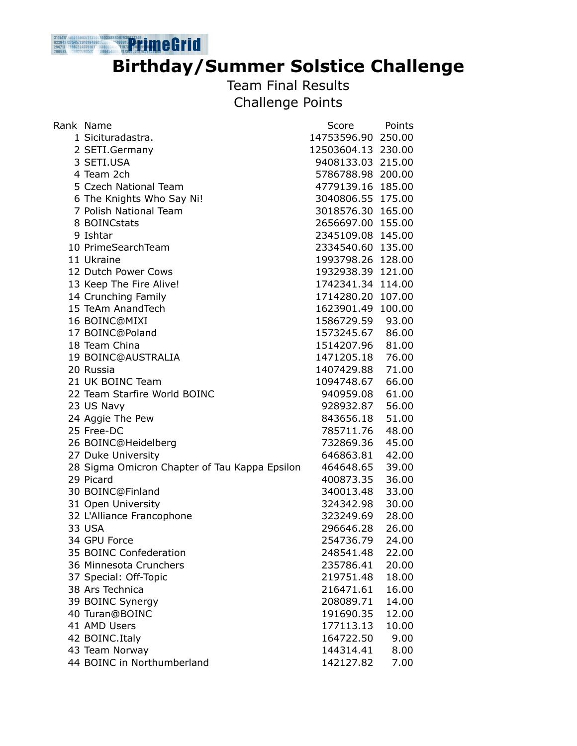# Birthday/Summer Solstice Challenge

## Team Final Results

## Challenge Points

| Rank | Name | Score | Points |
|---|---|---|---|
| 1 | Sicituradastra. | 14753596.90 | 250.00 |
| 2 | SETI.Germany | 12503604.13 | 230.00 |
| 3 | SETI.USA | 9408133.03 | 215.00 |
| 4 | Team 2ch | 5786788.98 | 200.00 |
| 5 | Czech National Team | 4779139.16 | 185.00 |
| 6 | The Knights Who Say Ni! | 3040806.55 | 175.00 |
| 7 | Polish National Team | 3018576.30 | 165.00 |
| 8 | BOINCstats | 2656697.00 | 155.00 |
| 9 | Ishtar | 2345109.08 | 145.00 |
| 10 | PrimeSearchTeam | 2334540.60 | 135.00 |
| 11 | Ukraine | 1993798.26 | 128.00 |
| 12 | Dutch Power Cows | 1932938.39 | 121.00 |
| 13 | Keep The Fire Alive! | 1742341.34 | 114.00 |
| 14 | Crunching Family | 1714280.20 | 107.00 |
| 15 | TeAm AnandTech | 1623901.49 | 100.00 |
| 16 | BOINC@MIXI | 1586729.59 | 93.00 |
| 17 | BOINC@Poland | 1573245.67 | 86.00 |
| 18 | Team China | 1514207.96 | 81.00 |
| 19 | BOINC@AUSTRALIA | 1471205.18 | 76.00 |
| 20 | Russia | 1407429.88 | 71.00 |
| 21 | UK BOINC Team | 1094748.67 | 66.00 |
| 22 | Team Starfire World BOINC | 940959.08 | 61.00 |
| 23 | US Navy | 928932.87 | 56.00 |
| 24 | Aggie The Pew | 843656.18 | 51.00 |
| 25 | Free-DC | 785711.76 | 48.00 |
| 26 | BOINC@Heidelberg | 732869.36 | 45.00 |
| 27 | Duke University | 646863.81 | 42.00 |
| 28 | Sigma Omicron Chapter of Tau Kappa Epsilon | 464648.65 | 39.00 |
| 29 | Picard | 400873.35 | 36.00 |
| 30 | BOINC@Finland | 340013.48 | 33.00 |
| 31 | Open University | 324342.98 | 30.00 |
| 32 | L'Alliance Francophone | 323249.69 | 28.00 |
| 33 | USA | 296646.28 | 26.00 |
| 34 | GPU Force | 254736.79 | 24.00 |
| 35 | BOINC Confederation | 248541.48 | 22.00 |
| 36 | Minnesota Crunchers | 235786.41 | 20.00 |
| 37 | Special: Off-Topic | 219751.48 | 18.00 |
| 38 | Ars Technica | 216471.61 | 16.00 |
| 39 | BOINC Synergy | 208089.71 | 14.00 |
| 40 | Turan@BOINC | 191690.35 | 12.00 |
| 41 | AMD Users | 177113.13 | 10.00 |
| 42 | BOINC.Italy | 164722.50 | 9.00 |
| 43 | Team Norway | 144314.41 | 8.00 |
| 44 | BOINC in Northumberland | 142127.82 | 7.00 |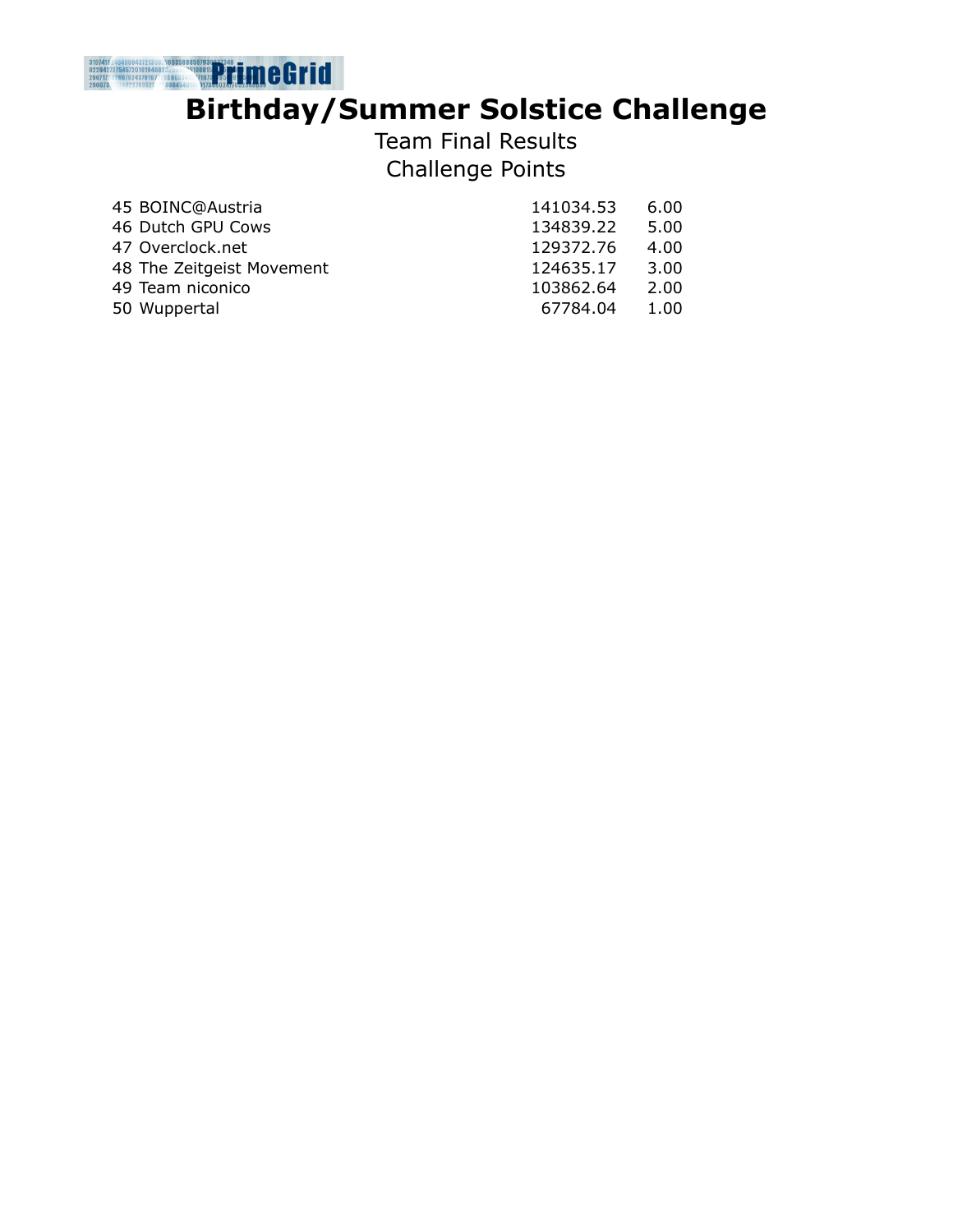# Birthday/Summer Solstice Challenge

## Team Final Results

## Challenge Points

| | | | |
|---|---|---|---|
| 45 | BOINC@Austria | 141034.53 | 6.00 |
| 46 | Dutch GPU Cows | 134839.22 | 5.00 |
| 47 | Overclock.net | 129372.76 | 4.00 |
| 48 | The Zeitgeist Movement | 124635.17 | 3.00 |
| 49 | Team niconico | 103862.64 | 2.00 |
| 50 | Wuppertal | 67784.04 | 1.00 |